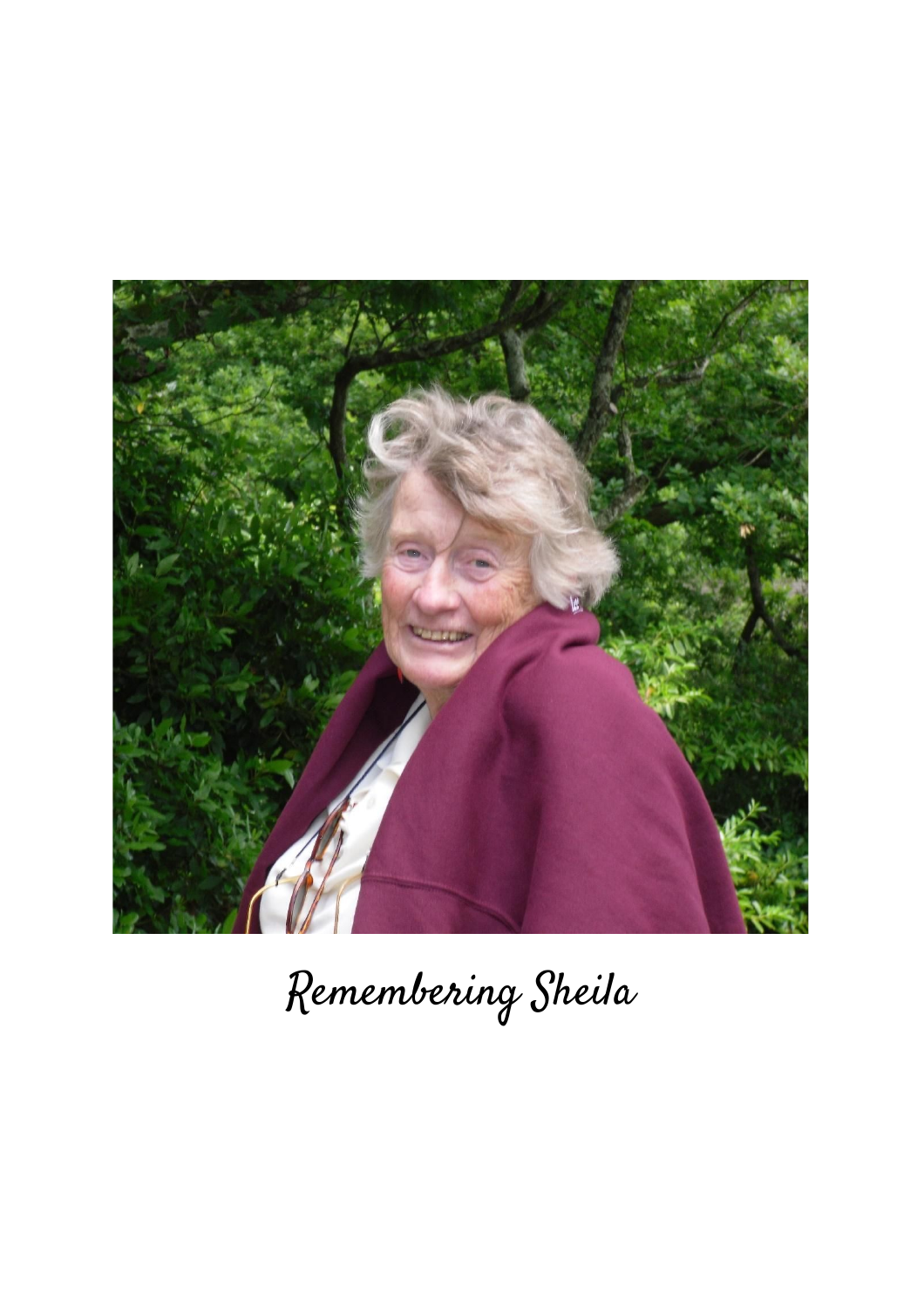# Remembering Sheila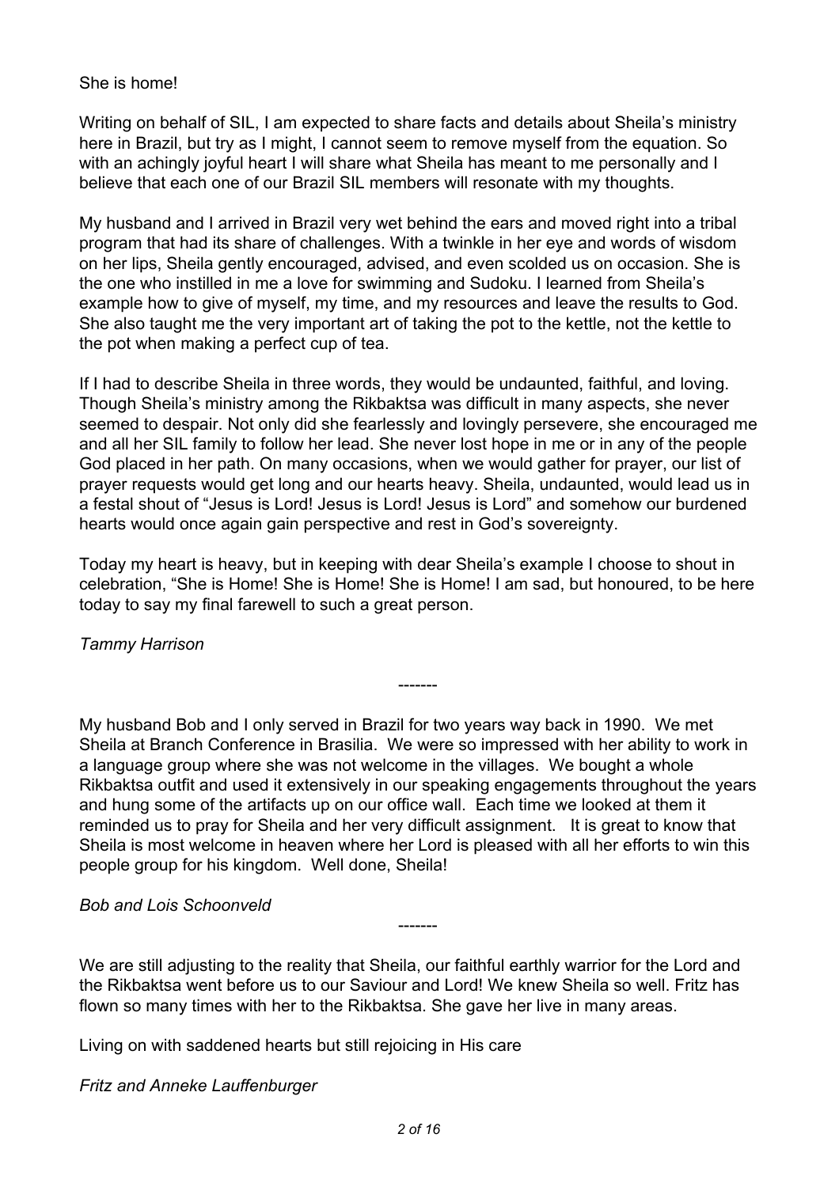She is home!

Writing on behalf of SIL, I am expected to share facts and details about Sheila's ministry here in Brazil, but try as I might, I cannot seem to remove myself from the equation. So with an achingly joyful heart I will share what Sheila has meant to me personally and I believe that each one of our Brazil SIL members will resonate with my thoughts.

My husband and I arrived in Brazil very wet behind the ears and moved right into a tribal program that had its share of challenges. With a twinkle in her eye and words of wisdom on her lips, Sheila gently encouraged, advised, and even scolded us on occasion. She is the one who instilled in me a love for swimming and Sudoku. I learned from Sheila's example how to give of myself, my time, and my resources and leave the results to God. She also taught me the very important art of taking the pot to the kettle, not the kettle to the pot when making a perfect cup of tea.

If I had to describe Sheila in three words, they would be undaunted, faithful, and loving. Though Sheila's ministry among the Rikbaktsa was difficult in many aspects, she never seemed to despair. Not only did she fearlessly and lovingly persevere, she encouraged me and all her SIL family to follow her lead. She never lost hope in me or in any of the people God placed in her path. On many occasions, when we would gather for prayer, our list of prayer requests would get long and our hearts heavy. Sheila, undaunted, would lead us in a festal shout of "Jesus is Lord! Jesus is Lord! Jesus is Lord" and somehow our burdened hearts would once again gain perspective and rest in God's sovereignty.

Today my heart is heavy, but in keeping with dear Sheila's example I choose to shout in celebration, "She is Home! She is Home! She is Home! I am sad, but honoured, to be here today to say my final farewell to such a great person.

*Tammy Harrison*

-------

My husband Bob and I only served in Brazil for two years way back in 1990. We met Sheila at Branch Conference in Brasilia. We were so impressed with her ability to work in a language group where she was not welcome in the villages. We bought a whole Rikbaktsa outfit and used it extensively in our speaking engagements throughout the years and hung some of the artifacts up on our office wall. Each time we looked at them it reminded us to pray for Sheila and her very difficult assignment. It is great to know that Sheila is most welcome in heaven where her Lord is pleased with all her efforts to win this people group for his kingdom. Well done, Sheila!

*Bob and Lois Schoonveld*

-------

We are still adjusting to the reality that Sheila, our faithful earthly warrior for the Lord and the Rikbaktsa went before us to our Saviour and Lord! We knew Sheila so well. Fritz has flown so many times with her to the Rikbaktsa. She gave her live in many areas.

Living on with saddened hearts but still rejoicing in His care

*Fritz and Anneke Lauffenburger*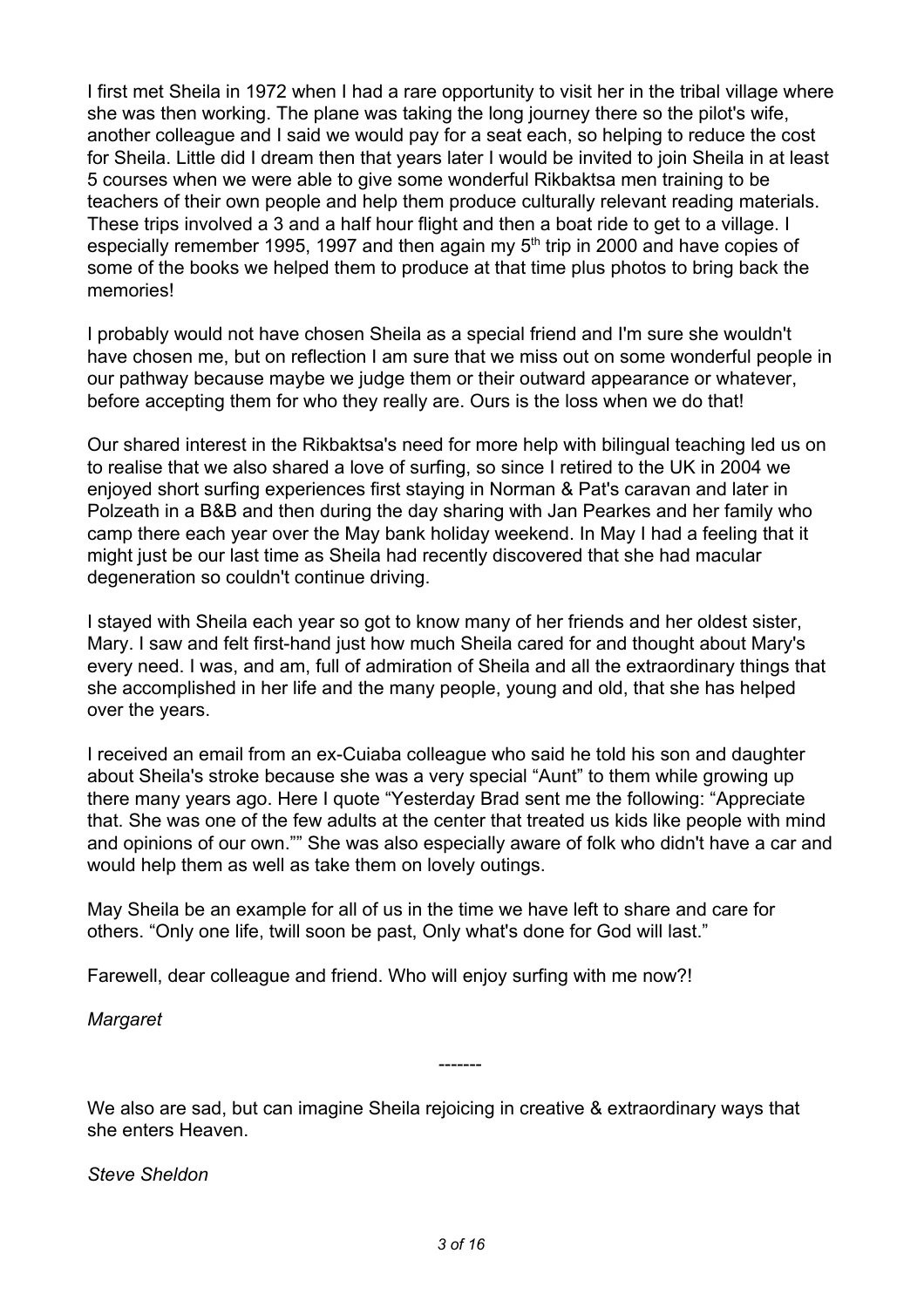I first met Sheila in 1972 when I had a rare opportunity to visit her in the tribal village where she was then working. The plane was taking the long journey there so the pilot's wife, another colleague and I said we would pay for a seat each, so helping to reduce the cost for Sheila. Little did I dream then that years later I would be invited to join Sheila in at least 5 courses when we were able to give some wonderful Rikbaktsa men training to be teachers of their own people and help them produce culturally relevant reading materials. These trips involved a 3 and a half hour flight and then a boat ride to get to a village. I especially remember 1995, 1997 and then again my 5th trip in 2000 and have copies of some of the books we helped them to produce at that time plus photos to bring back the memories!

I probably would not have chosen Sheila as a special friend and I'm sure she wouldn't have chosen me, but on reflection I am sure that we miss out on some wonderful people in our pathway because maybe we judge them or their outward appearance or whatever, before accepting them for who they really are. Ours is the loss when we do that!

Our shared interest in the Rikbaktsa's need for more help with bilingual teaching led us on to realise that we also shared a love of surfing, so since I retired to the UK in 2004 we enjoyed short surfing experiences first staying in Norman & Pat's caravan and later in Polzeath in a B&B and then during the day sharing with Jan Pearkes and her family who camp there each year over the May bank holiday weekend. In May I had a feeling that it might just be our last time as Sheila had recently discovered that she had macular degeneration so couldn't continue driving.

I stayed with Sheila each year so got to know many of her friends and her oldest sister, Mary. I saw and felt first-hand just how much Sheila cared for and thought about Mary's every need. I was, and am, full of admiration of Sheila and all the extraordinary things that she accomplished in her life and the many people, young and old, that she has helped over the years.

I received an email from an ex-Cuiaba colleague who said he told his son and daughter about Sheila's stroke because she was a very special “Aunt” to them while growing up there many years ago. Here I quote “Yesterday Brad sent me the following: “Appreciate that. She was one of the few adults at the center that treated us kids like people with mind and opinions of our own."” She was also especially aware of folk who didn't have a car and would help them as well as take them on lovely outings.

May Sheila be an example for all of us in the time we have left to share and care for others. “Only one life, twill soon be past, Only what's done for God will last.”

Farewell, dear colleague and friend. Who will enjoy surfing with me now?!

*Margaret*

-------

We also are sad, but can imagine Sheila rejoicing in creative & extraordinary ways that she enters Heaven.

*Steve Sheldon*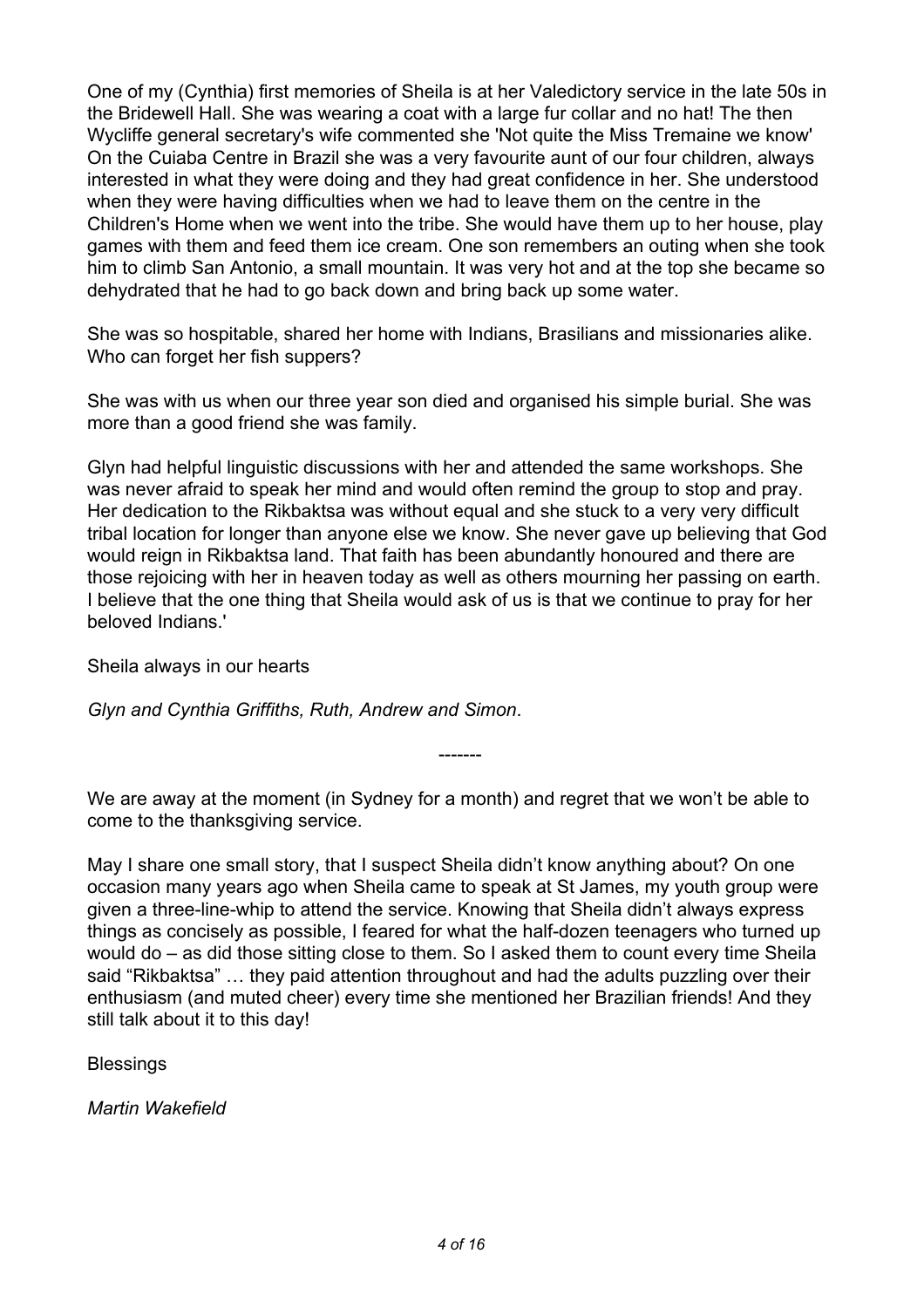One of my (Cynthia) first memories of Sheila is at her Valedictory service in the late 50s in the Bridewell Hall. She was wearing a coat with a large fur collar and no hat! The then Wycliffe general secretary's wife commented she 'Not quite the Miss Tremaine we know' On the Cuiaba Centre in Brazil she was a very favourite aunt of our four children, always interested in what they were doing and they had great confidence in her. She understood when they were having difficulties when we had to leave them on the centre in the Children's Home when we went into the tribe. She would have them up to her house, play games with them and feed them ice cream. One son remembers an outing when she took him to climb San Antonio, a small mountain. It was very hot and at the top she became so dehydrated that he had to go back down and bring back up some water.

She was so hospitable, shared her home with Indians, Brasilians and missionaries alike. Who can forget her fish suppers?

She was with us when our three year son died and organised his simple burial. She was more than a good friend she was family.

Glyn had helpful linguistic discussions with her and attended the same workshops. She was never afraid to speak her mind and would often remind the group to stop and pray. Her dedication to the Rikbaktsa was without equal and she stuck to a very very difficult tribal location for longer than anyone else we know. She never gave up believing that God would reign in Rikbaktsa land. That faith has been abundantly honoured and there are those rejoicing with her in heaven today as well as others mourning her passing on earth. I believe that the one thing that Sheila would ask of us is that we continue to pray for her beloved Indians.'

Sheila always in our hearts

*Glyn and Cynthia Griffiths, Ruth, Andrew and Simon*.

-------

We are away at the moment (in Sydney for a month) and regret that we won't be able to come to the thanksgiving service.

May I share one small story, that I suspect Sheila didn't know anything about? On one occasion many years ago when Sheila came to speak at St James, my youth group were given a three-line-whip to attend the service. Knowing that Sheila didn't always express things as concisely as possible, I feared for what the half-dozen teenagers who turned up would do – as did those sitting close to them. So I asked them to count every time Sheila said "Rikbaktsa" … they paid attention throughout and had the adults puzzling over their enthusiasm (and muted cheer) every time she mentioned her Brazilian friends! And they still talk about it to this day!

Blessings

*Martin Wakefield*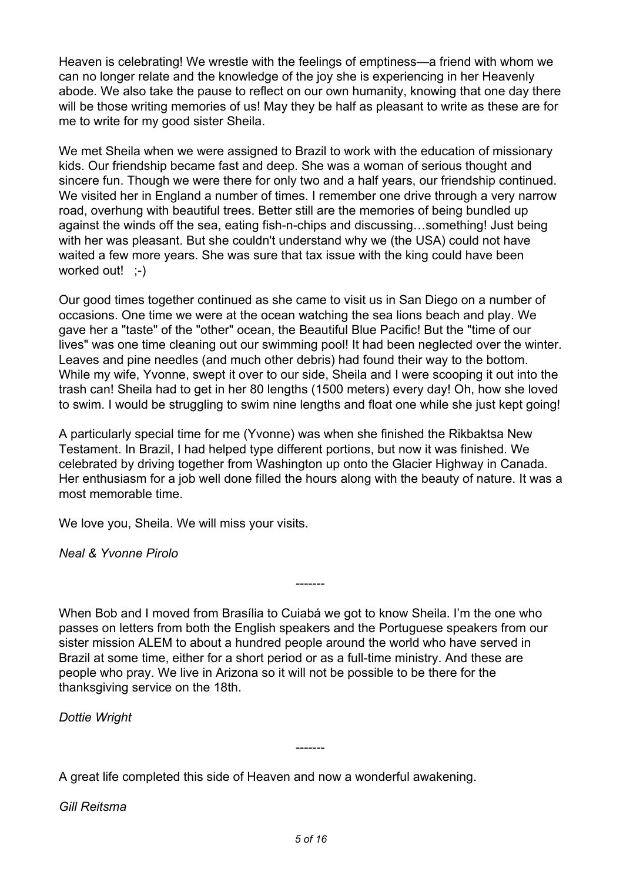Heaven is celebrating! We wrestle with the feelings of emptiness—a friend with whom we can no longer relate and the knowledge of the joy she is experiencing in her Heavenly abode. We also take the pause to reflect on our own humanity, knowing that one day there will be those writing memories of us! May they be half as pleasant to write as these are for me to write for my good sister Sheila.

We met Sheila when we were assigned to Brazil to work with the education of missionary kids. Our friendship became fast and deep. She was a woman of serious thought and sincere fun. Though we were there for only two and a half years, our friendship continued. We visited her in England a number of times. I remember one drive through a very narrow road, overhung with beautiful trees. Better still are the memories of being bundled up against the winds off the sea, eating fish-n-chips and discussing…something! Just being with her was pleasant. But she couldn't understand why we (the USA) could not have waited a few more years. She was sure that tax issue with the king could have been worked out! ;-)

Our good times together continued as she came to visit us in San Diego on a number of occasions. One time we were at the ocean watching the sea lions beach and play. We gave her a "taste" of the "other" ocean, the Beautiful Blue Pacific! But the "time of our lives" was one time cleaning out our swimming pool! It had been neglected over the winter. Leaves and pine needles (and much other debris) had found their way to the bottom. While my wife, Yvonne, swept it over to our side, Sheila and I were scooping it out into the trash can! Sheila had to get in her 80 lengths (1500 meters) every day! Oh, how she loved to swim. I would be struggling to swim nine lengths and float one while she just kept going!

A particularly special time for me (Yvonne) was when she finished the Rikbaktsa New Testament. In Brazil, I had helped type different portions, but now it was finished. We celebrated by driving together from Washington up onto the Glacier Highway in Canada. Her enthusiasm for a job well done filled the hours along with the beauty of nature. It was a most memorable time.

We love you, Sheila. We will miss your visits.

*Neal & Yvonne Pirolo*

-------

When Bob and I moved from Brasília to Cuiabá we got to know Sheila. I'm the one who passes on letters from both the English speakers and the Portuguese speakers from our sister mission ALEM to about a hundred people around the world who have served in Brazil at some time, either for a short period or as a full-time ministry. And these are people who pray. We live in Arizona so it will not be possible to be there for the thanksgiving service on the 18th.

*Dottie Wright*

-------

A great life completed this side of Heaven and now a wonderful awakening.

*Gill Reitsma*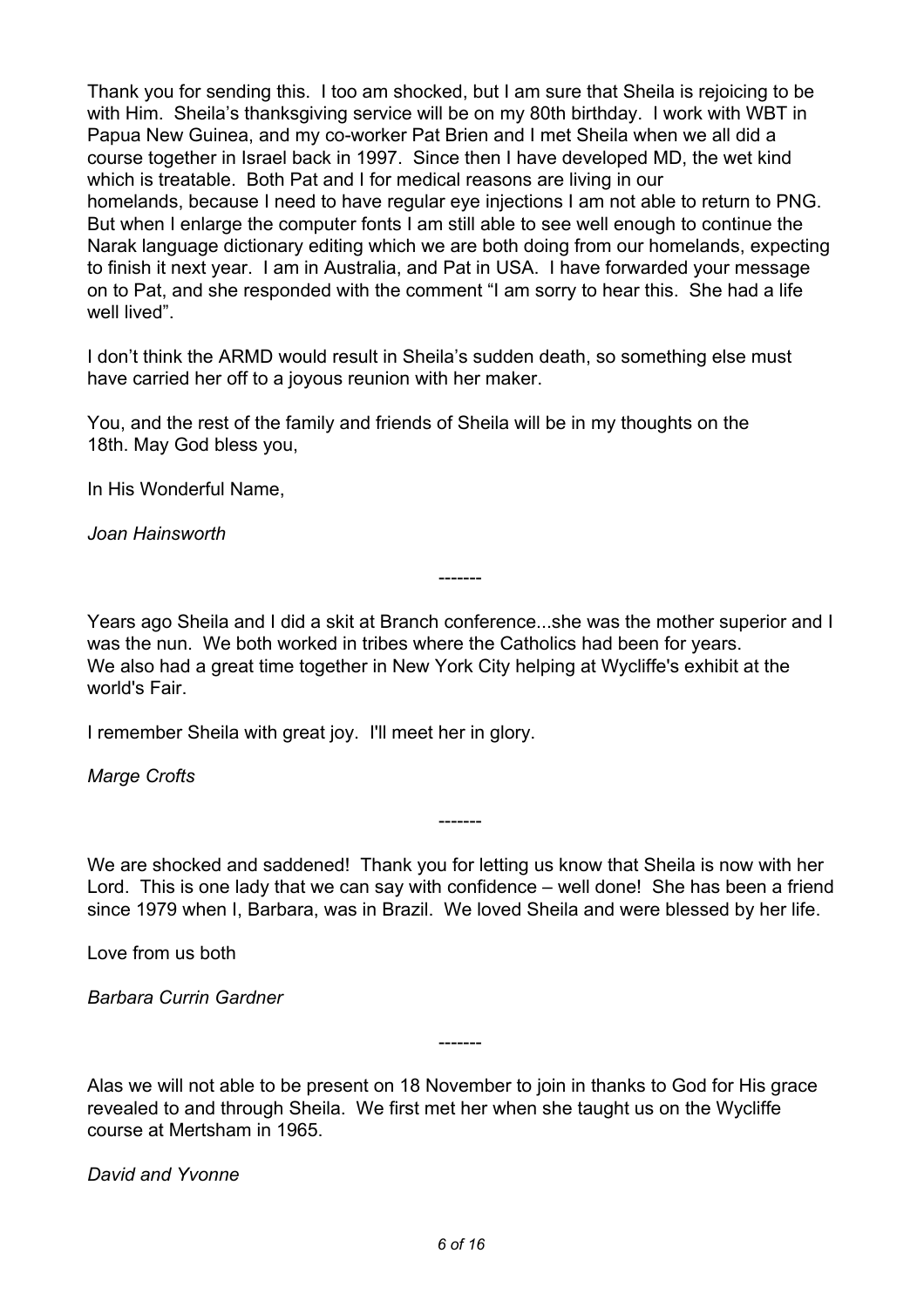Thank you for sending this. I too am shocked, but I am sure that Sheila is rejoicing to be with Him. Sheila's thanksgiving service will be on my 80th birthday. I work with WBT in Papua New Guinea, and my co-worker Pat Brien and I met Sheila when we all did a course together in Israel back in 1997. Since then I have developed MD, the wet kind which is treatable. Both Pat and I for medical reasons are living in our homelands, because I need to have regular eye injections I am not able to return to PNG. But when I enlarge the computer fonts I am still able to see well enough to continue the Narak language dictionary editing which we are both doing from our homelands, expecting to finish it next year. I am in Australia, and Pat in USA. I have forwarded your message on to Pat, and she responded with the comment "I am sorry to hear this. She had a life well lived".

I don't think the ARMD would result in Sheila's sudden death, so something else must have carried her off to a joyous reunion with her maker.

You, and the rest of the family and friends of Sheila will be in my thoughts on the 18th. May God bless you,

In His Wonderful Name,

*Joan Hainsworth*

-------

Years ago Sheila and I did a skit at Branch conference...she was the mother superior and I was the nun. We both worked in tribes where the Catholics had been for years. We also had a great time together in New York City helping at Wycliffe's exhibit at the world's Fair.

I remember Sheila with great joy. I'll meet her in glory.

*Marge Crofts*

-------

We are shocked and saddened! Thank you for letting us know that Sheila is now with her Lord. This is one lady that we can say with confidence – well done! She has been a friend since 1979 when I, Barbara, was in Brazil. We loved Sheila and were blessed by her life.

Love from us both

*Barbara Currin Gardner*

-------

Alas we will not able to be present on 18 November to join in thanks to God for His grace revealed to and through Sheila. We first met her when she taught us on the Wycliffe course at Mertsham in 1965.

*David and Yvonne*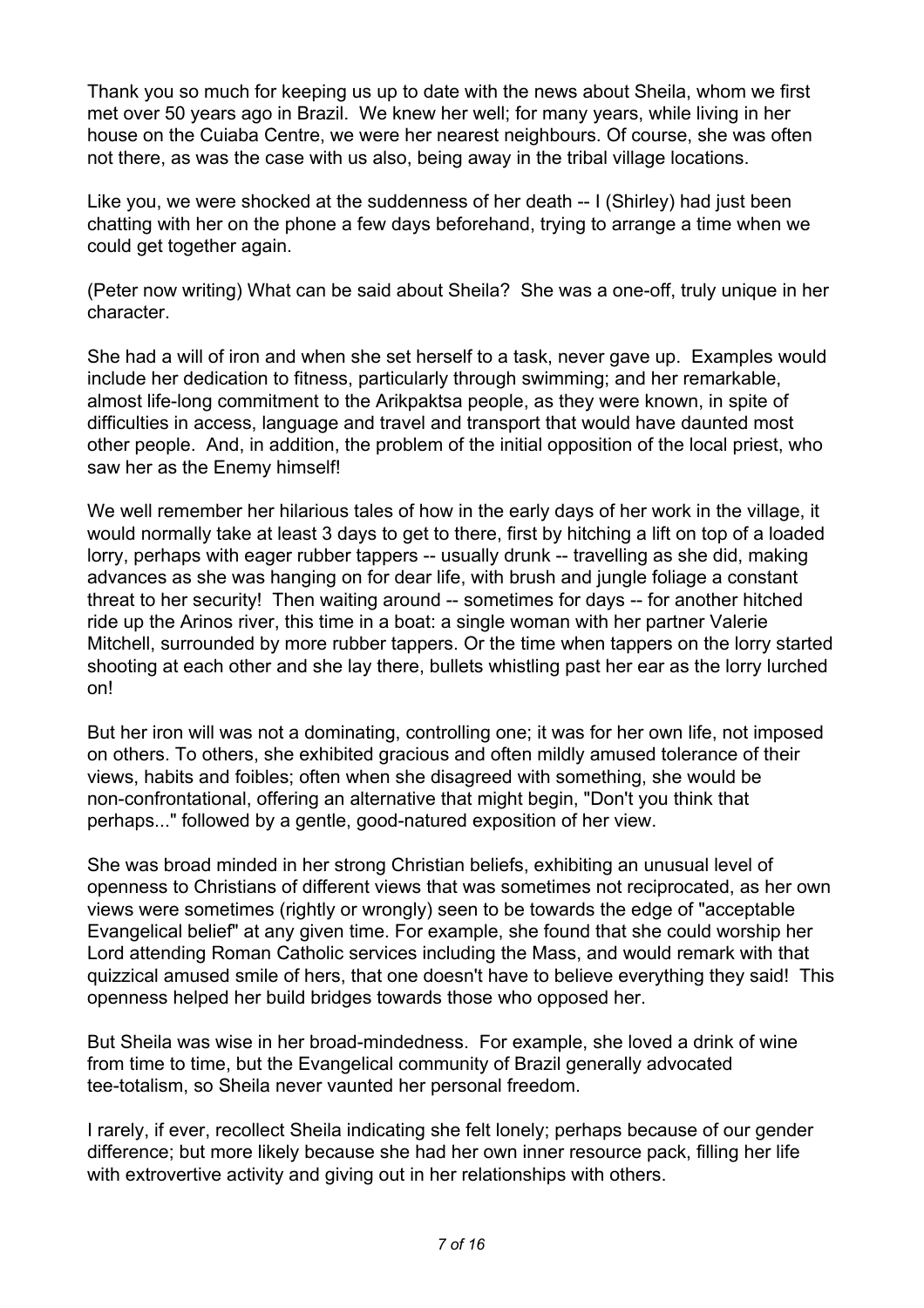Thank you so much for keeping us up to date with the news about Sheila, whom we first met over 50 years ago in Brazil. We knew her well; for many years, while living in her house on the Cuiaba Centre, we were her nearest neighbours. Of course, she was often not there, as was the case with us also, being away in the tribal village locations.

Like you, we were shocked at the suddenness of her death -- I (Shirley) had just been chatting with her on the phone a few days beforehand, trying to arrange a time when we could get together again.

(Peter now writing) What can be said about Sheila? She was a one-off, truly unique in her character.

She had a will of iron and when she set herself to a task, never gave up. Examples would include her dedication to fitness, particularly through swimming; and her remarkable, almost life-long commitment to the Arikpaktsa people, as they were known, in spite of difficulties in access, language and travel and transport that would have daunted most other people. And, in addition, the problem of the initial opposition of the local priest, who saw her as the Enemy himself!

We well remember her hilarious tales of how in the early days of her work in the village, it would normally take at least 3 days to get to there, first by hitching a lift on top of a loaded lorry, perhaps with eager rubber tappers -- usually drunk -- travelling as she did, making advances as she was hanging on for dear life, with brush and jungle foliage a constant threat to her security! Then waiting around -- sometimes for days -- for another hitched ride up the Arinos river, this time in a boat: a single woman with her partner Valerie Mitchell, surrounded by more rubber tappers. Or the time when tappers on the lorry started shooting at each other and she lay there, bullets whistling past her ear as the lorry lurched on!

But her iron will was not a dominating, controlling one; it was for her own life, not imposed on others. To others, she exhibited gracious and often mildly amused tolerance of their views, habits and foibles; often when she disagreed with something, she would be non-confrontational, offering an alternative that might begin, "Don't you think that perhaps..." followed by a gentle, good-natured exposition of her view.

She was broad minded in her strong Christian beliefs, exhibiting an unusual level of openness to Christians of different views that was sometimes not reciprocated, as her own views were sometimes (rightly or wrongly) seen to be towards the edge of "acceptable Evangelical belief" at any given time. For example, she found that she could worship her Lord attending Roman Catholic services including the Mass, and would remark with that quizzical amused smile of hers, that one doesn't have to believe everything they said! This openness helped her build bridges towards those who opposed her.

But Sheila was wise in her broad-mindedness. For example, she loved a drink of wine from time to time, but the Evangelical community of Brazil generally advocated tee-totalism, so Sheila never vaunted her personal freedom.

I rarely, if ever, recollect Sheila indicating she felt lonely; perhaps because of our gender difference; but more likely because she had her own inner resource pack, filling her life with extrovertive activity and giving out in her relationships with others.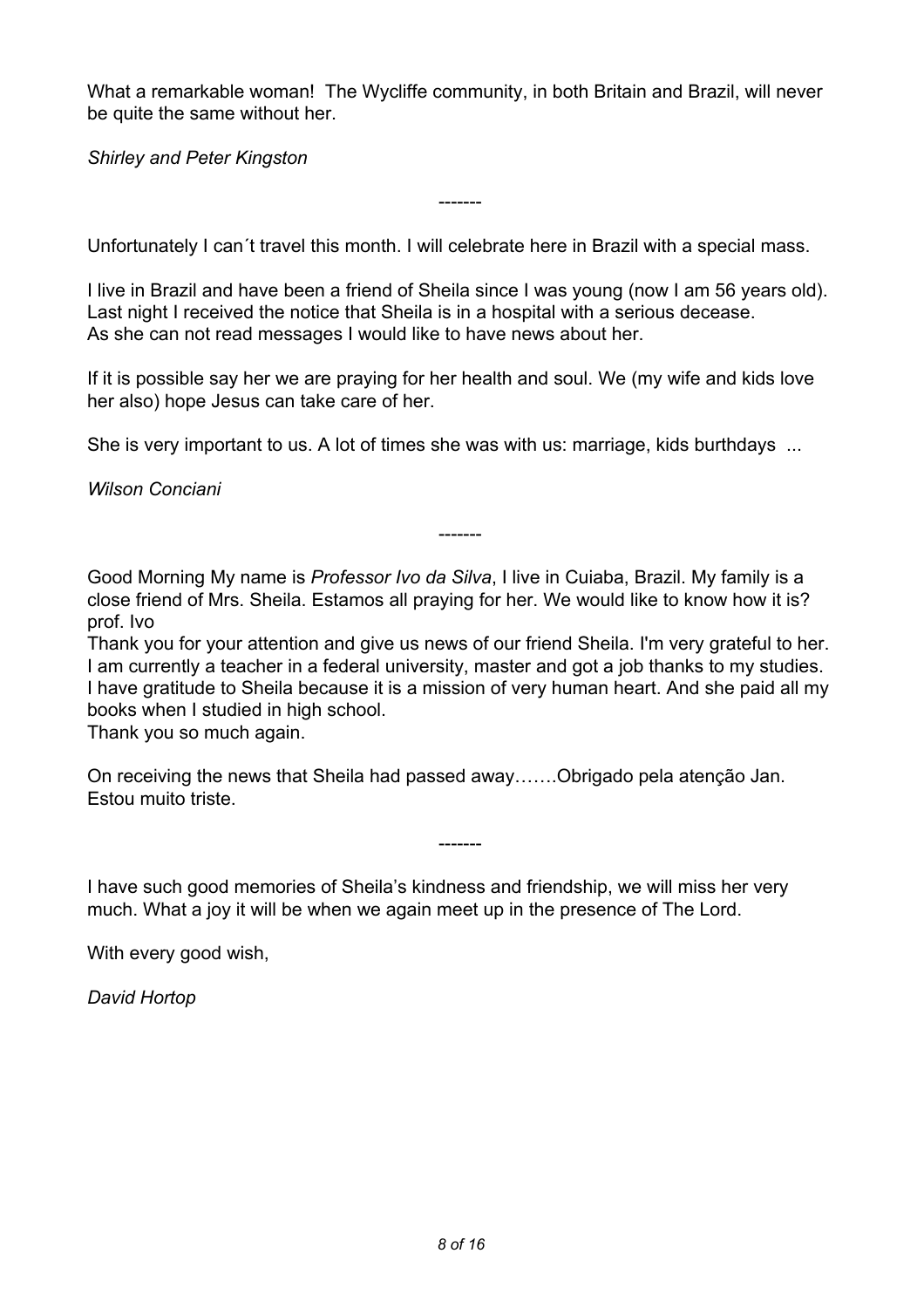What a remarkable woman!  The Wycliffe community, in both Britain and Brazil, will never be quite the same without her.

*Shirley and Peter Kingston*

-------

Unfortunately I can´t travel this month. I will celebrate here in Brazil with a special mass.

I live in Brazil and have been a friend of Sheila since I was young (now I am 56 years old). Last night I received the notice that Sheila is in a hospital with a serious decease. As she can not read messages I would like to have news about her.

If it is possible say her we are praying for her health and soul. We (my wife and kids love her also) hope Jesus can take care of her.

She is very important to us. A lot of times she was with us: marriage, kids burthdays ...

*Wilson Conciani*

-------

Good Morning My name is *Professor Ivo da Silva*, I live in Cuiaba, Brazil. My family is a close friend of Mrs. Sheila. Estamos all praying for her. We would like to know how it is? prof. Ivo
Thank you for your attention and give us news of our friend Sheila. I'm very grateful to her. I am currently a teacher in a federal university, master and got a job thanks to my studies. I have gratitude to Sheila because it is a mission of very human heart. And she paid all my books when I studied in high school.
Thank you so much again.

On receiving the news that Sheila had passed away…….Obrigado pela atenção Jan. Estou muito triste.

-------

I have such good memories of Sheila's kindness and friendship, we will miss her very much. What a joy it will be when we again meet up in the presence of The Lord.

With every good wish,

*David Hortop*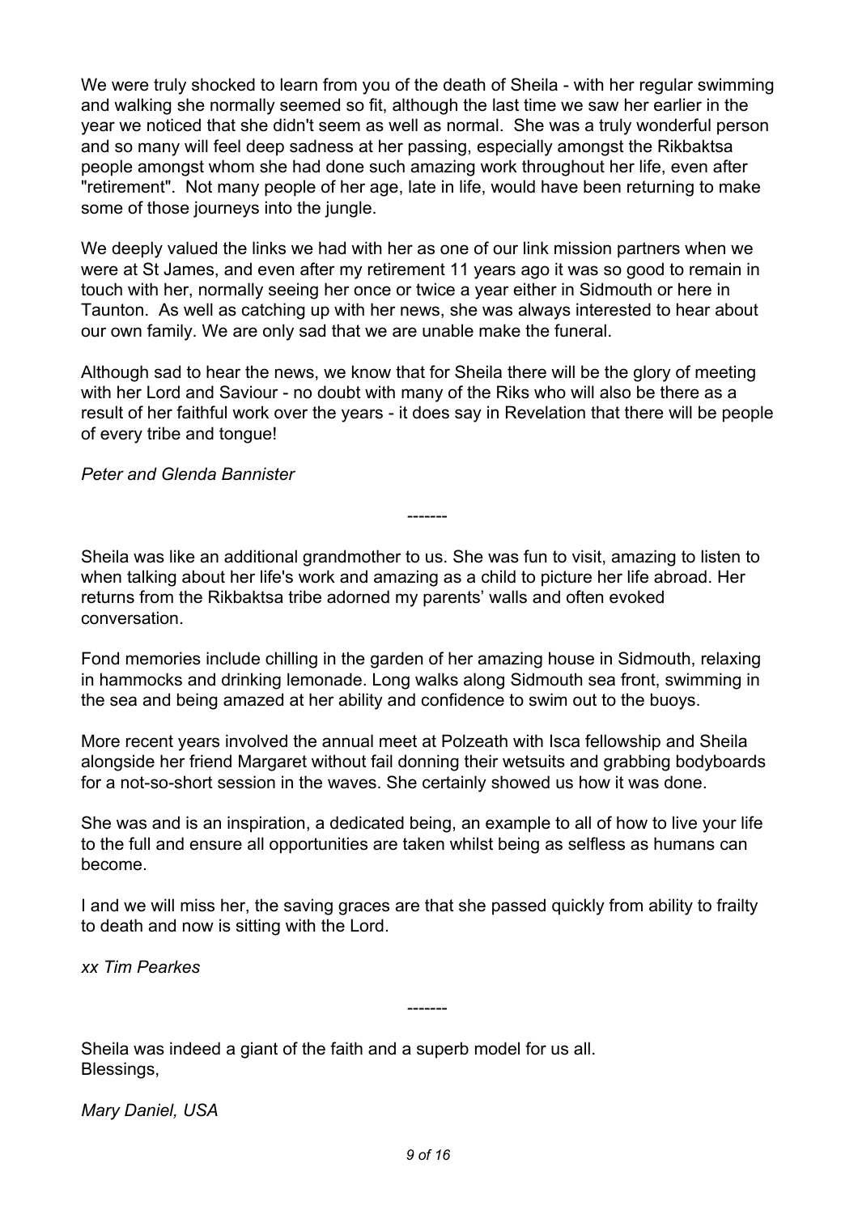We were truly shocked to learn from you of the death of Sheila - with her regular swimming and walking she normally seemed so fit, although the last time we saw her earlier in the year we noticed that she didn't seem as well as normal. She was a truly wonderful person and so many will feel deep sadness at her passing, especially amongst the Rikbaktsa people amongst whom she had done such amazing work throughout her life, even after "retirement". Not many people of her age, late in life, would have been returning to make some of those journeys into the jungle.

We deeply valued the links we had with her as one of our link mission partners when we were at St James, and even after my retirement 11 years ago it was so good to remain in touch with her, normally seeing her once or twice a year either in Sidmouth or here in Taunton. As well as catching up with her news, she was always interested to hear about our own family. We are only sad that we are unable make the funeral.

Although sad to hear the news, we know that for Sheila there will be the glory of meeting with her Lord and Saviour - no doubt with many of the Riks who will also be there as a result of her faithful work over the years - it does say in Revelation that there will be people of every tribe and tongue!

*Peter and Glenda Bannister*

-------

Sheila was like an additional grandmother to us. She was fun to visit, amazing to listen to when talking about her life's work and amazing as a child to picture her life abroad. Her returns from the Rikbaktsa tribe adorned my parents' walls and often evoked conversation.

Fond memories include chilling in the garden of her amazing house in Sidmouth, relaxing in hammocks and drinking lemonade. Long walks along Sidmouth sea front, swimming in the sea and being amazed at her ability and confidence to swim out to the buoys.

More recent years involved the annual meet at Polzeath with Isca fellowship and Sheila alongside her friend Margaret without fail donning their wetsuits and grabbing bodyboards for a not-so-short session in the waves. She certainly showed us how it was done.

She was and is an inspiration, a dedicated being, an example to all of how to live your life to the full and ensure all opportunities are taken whilst being as selfless as humans can become.

I and we will miss her, the saving graces are that she passed quickly from ability to frailty to death and now is sitting with the Lord.

*xx Tim Pearkes*

-------

Sheila was indeed a giant of the faith and a superb model for us all.
Blessings,

*Mary Daniel, USA*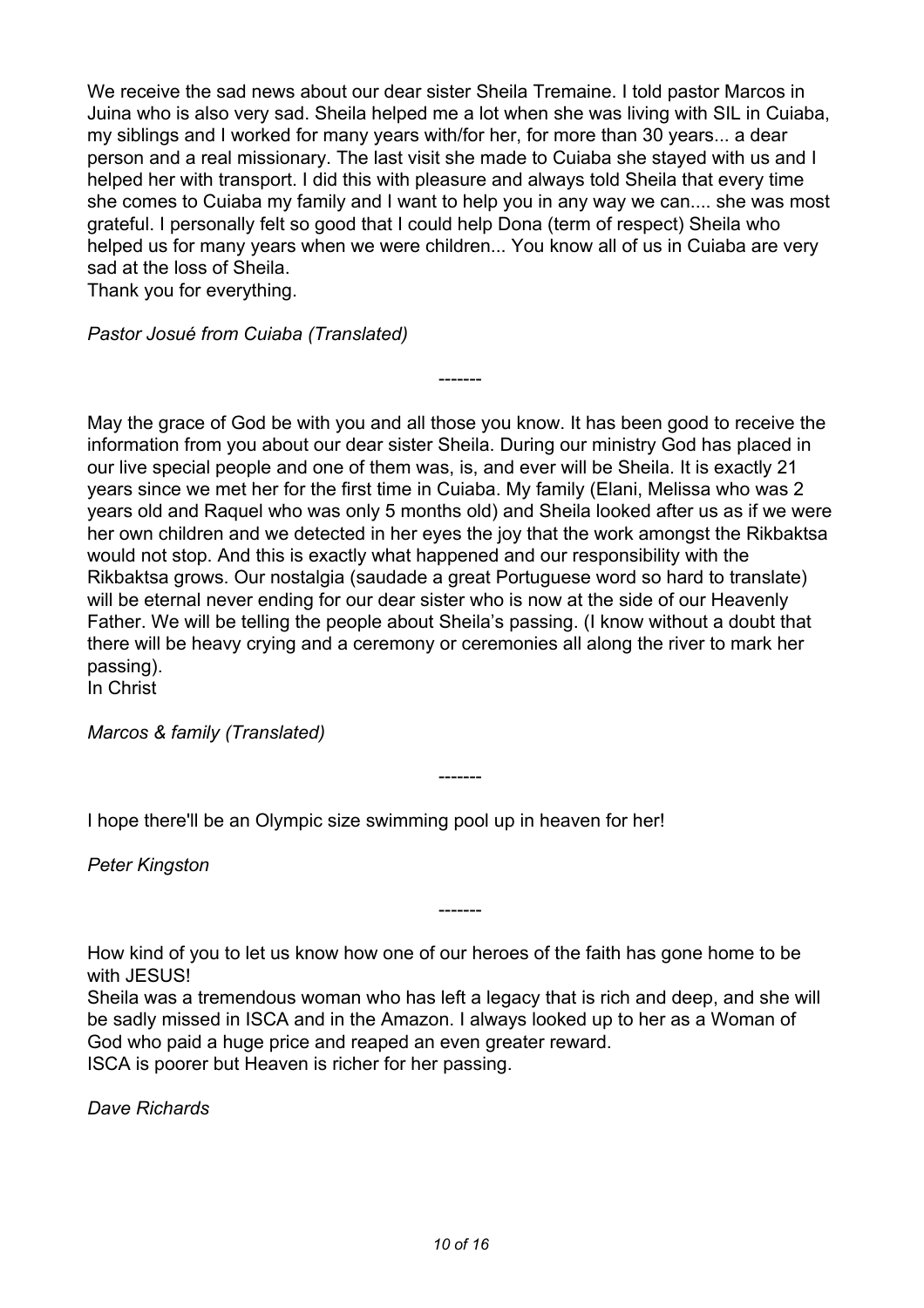We receive the sad news about our dear sister Sheila Tremaine. I told pastor Marcos in Juina who is also very sad. Sheila helped me a lot when she was living with SIL in Cuiaba, my siblings and I worked for many years with/for her, for more than 30 years... a dear person and a real missionary. The last visit she made to Cuiaba she stayed with us and I helped her with transport. I did this with pleasure and always told Sheila that every time she comes to Cuiaba my family and I want to help you in any way we can.... she was most grateful. I personally felt so good that I could help Dona (term of respect) Sheila who helped us for many years when we were children... You know all of us in Cuiaba are very sad at the loss of Sheila.
Thank you for everything.

*Pastor Josué from Cuiaba (Translated)*

-------

May the grace of God be with you and all those you know. It has been good to receive the information from you about our dear sister Sheila. During our ministry God has placed in our live special people and one of them was, is, and ever will be Sheila. It is exactly 21 years since we met her for the first time in Cuiaba. My family (Elani, Melissa who was 2 years old and Raquel who was only 5 months old) and Sheila looked after us as if we were her own children and we detected in her eyes the joy that the work amongst the Rikbaktsa would not stop. And this is exactly what happened and our responsibility with the Rikbaktsa grows. Our nostalgia (saudade a great Portuguese word so hard to translate) will be eternal never ending for our dear sister who is now at the side of our Heavenly Father. We will be telling the people about Sheila's passing. (I know without a doubt that there will be heavy crying and a ceremony or ceremonies all along the river to mark her passing).
In Christ

*Marcos & family (Translated)*

-------

I hope there'll be an Olympic size swimming pool up in heaven for her!

*Peter Kingston*

-------

How kind of you to let us know how one of our heroes of the faith has gone home to be with JESUS!
Sheila was a tremendous woman who has left a legacy that is rich and deep, and she will be sadly missed in ISCA and in the Amazon. I always looked up to her as a Woman of God who paid a huge price and reaped an even greater reward.
ISCA is poorer but Heaven is richer for her passing.

*Dave Richards*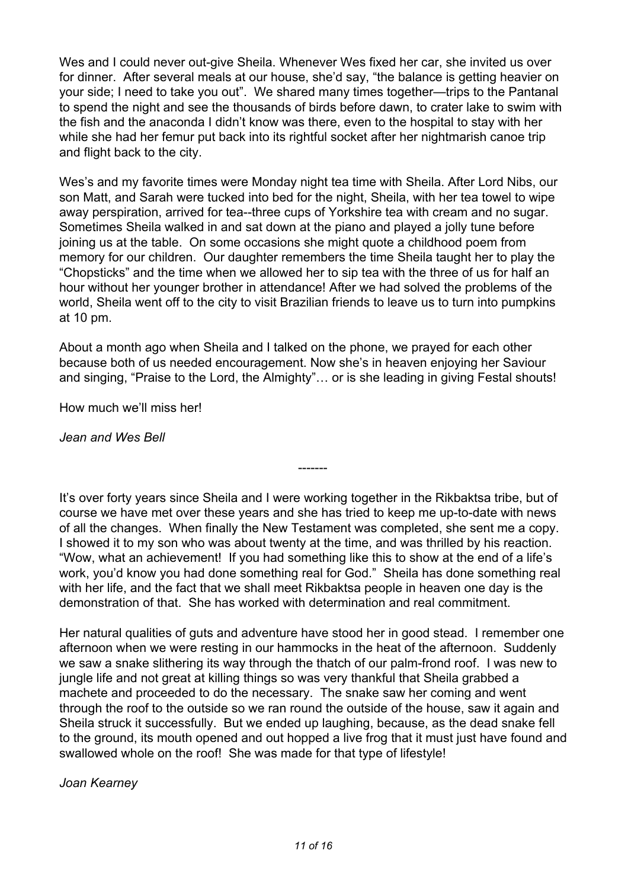Wes and I could never out-give Sheila. Whenever Wes fixed her car, she invited us over for dinner. After several meals at our house, she'd say, "the balance is getting heavier on your side; I need to take you out". We shared many times together—trips to the Pantanal to spend the night and see the thousands of birds before dawn, to crater lake to swim with the fish and the anaconda I didn't know was there, even to the hospital to stay with her while she had her femur put back into its rightful socket after her nightmarish canoe trip and flight back to the city.

Wes's and my favorite times were Monday night tea time with Sheila. After Lord Nibs, our son Matt, and Sarah were tucked into bed for the night, Sheila, with her tea towel to wipe away perspiration, arrived for tea--three cups of Yorkshire tea with cream and no sugar. Sometimes Sheila walked in and sat down at the piano and played a jolly tune before joining us at the table. On some occasions she might quote a childhood poem from memory for our children. Our daughter remembers the time Sheila taught her to play the "Chopsticks" and the time when we allowed her to sip tea with the three of us for half an hour without her younger brother in attendance! After we had solved the problems of the world, Sheila went off to the city to visit Brazilian friends to leave us to turn into pumpkins at 10 pm.

About a month ago when Sheila and I talked on the phone, we prayed for each other because both of us needed encouragement. Now she's in heaven enjoying her Saviour and singing, "Praise to the Lord, the Almighty"… or is she leading in giving Festal shouts!

How much we'll miss her!

*Jean and Wes Bell*

-------

It's over forty years since Sheila and I were working together in the Rikbaktsa tribe, but of course we have met over these years and she has tried to keep me up-to-date with news of all the changes. When finally the New Testament was completed, she sent me a copy. I showed it to my son who was about twenty at the time, and was thrilled by his reaction. "Wow, what an achievement! If you had something like this to show at the end of a life's work, you'd know you had done something real for God." Sheila has done something real with her life, and the fact that we shall meet Rikbaktsa people in heaven one day is the demonstration of that. She has worked with determination and real commitment.

Her natural qualities of guts and adventure have stood her in good stead. I remember one afternoon when we were resting in our hammocks in the heat of the afternoon. Suddenly we saw a snake slithering its way through the thatch of our palm-frond roof. I was new to jungle life and not great at killing things so was very thankful that Sheila grabbed a machete and proceeded to do the necessary. The snake saw her coming and went through the roof to the outside so we ran round the outside of the house, saw it again and Sheila struck it successfully. But we ended up laughing, because, as the dead snake fell to the ground, its mouth opened and out hopped a live frog that it must just have found and swallowed whole on the roof! She was made for that type of lifestyle!

*Joan Kearney*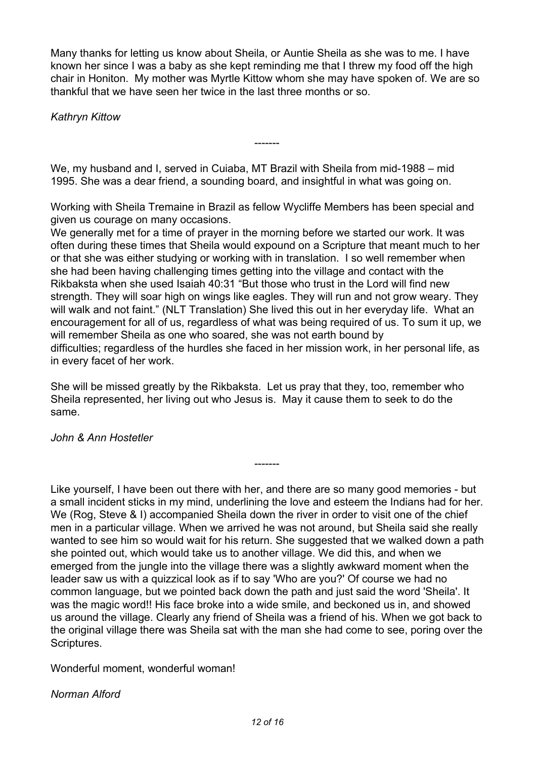Many thanks for letting us know about Sheila, or Auntie Sheila as she was to me. I have known her since I was a baby as she kept reminding me that I threw my food off the high chair in Honiton. My mother was Myrtle Kittow whom she may have spoken of. We are so thankful that we have seen her twice in the last three months or so.

*Kathryn Kittow*

-------

We, my husband and I, served in Cuiaba, MT Brazil with Sheila from mid-1988 – mid 1995. She was a dear friend, a sounding board, and insightful in what was going on.

Working with Sheila Tremaine in Brazil as fellow Wycliffe Members has been special and given us courage on many occasions.

We generally met for a time of prayer in the morning before we started our work. It was often during these times that Sheila would expound on a Scripture that meant much to her or that she was either studying or working with in translation. I so well remember when she had been having challenging times getting into the village and contact with the Rikbaksta when she used Isaiah 40:31 "But those who trust in the Lord will find new strength. They will soar high on wings like eagles. They will run and not grow weary. They will walk and not faint." (NLT Translation) She lived this out in her everyday life. What an encouragement for all of us, regardless of what was being required of us. To sum it up, we will remember Sheila as one who soared, she was not earth bound by difficulties; regardless of the hurdles she faced in her mission work, in her personal life, as in every facet of her work.

She will be missed greatly by the Rikbaksta. Let us pray that they, too, remember who Sheila represented, her living out who Jesus is. May it cause them to seek to do the same.

*John & Ann Hostetler*

-------

Like yourself, I have been out there with her, and there are so many good memories - but a small incident sticks in my mind, underlining the love and esteem the Indians had for her. We (Rog, Steve & I) accompanied Sheila down the river in order to visit one of the chief men in a particular village. When we arrived he was not around, but Sheila said she really wanted to see him so would wait for his return. She suggested that we walked down a path she pointed out, which would take us to another village. We did this, and when we emerged from the jungle into the village there was a slightly awkward moment when the leader saw us with a quizzical look as if to say 'Who are you?' Of course we had no common language, but we pointed back down the path and just said the word 'Sheila'. It was the magic word!! His face broke into a wide smile, and beckoned us in, and showed us around the village. Clearly any friend of Sheila was a friend of his. When we got back to the original village there was Sheila sat with the man she had come to see, poring over the Scriptures.

Wonderful moment, wonderful woman!

*Norman Alford*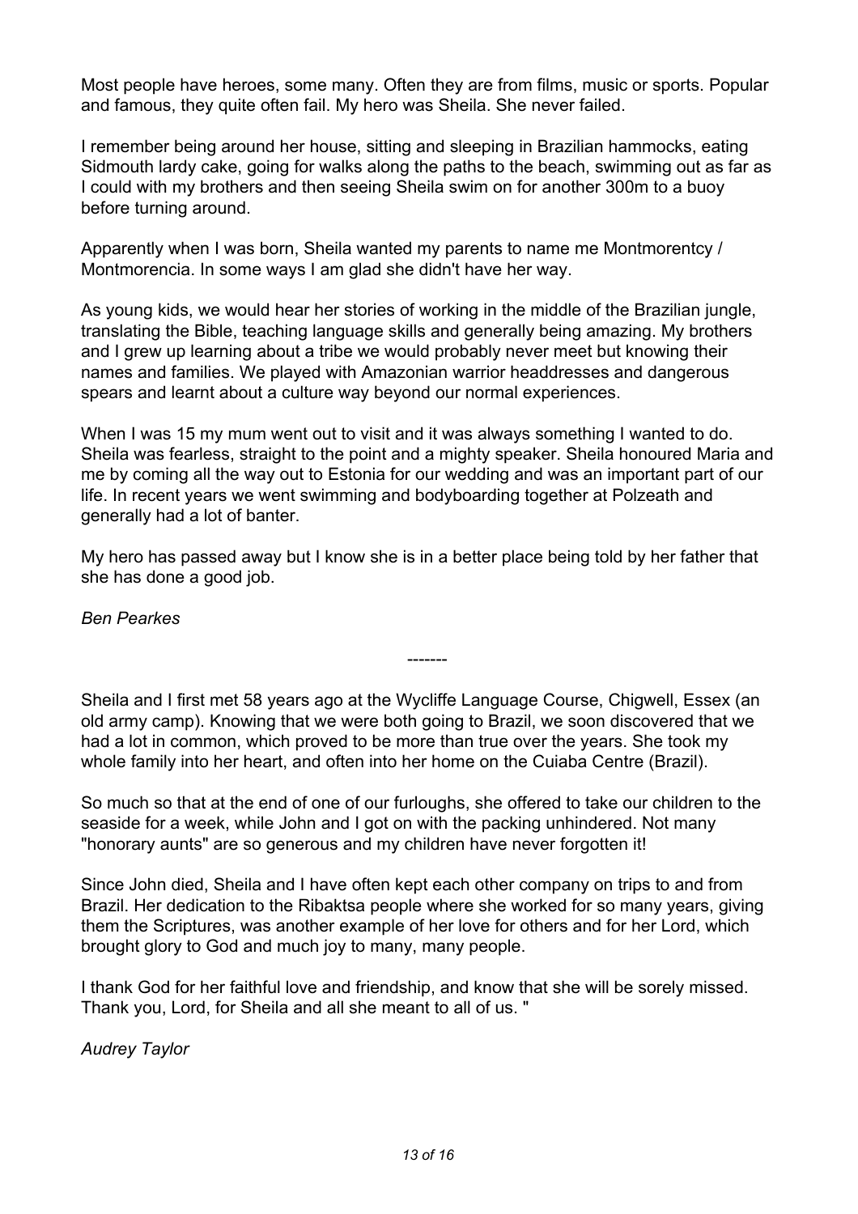Most people have heroes, some many. Often they are from films, music or sports. Popular and famous, they quite often fail. My hero was Sheila. She never failed.

I remember being around her house, sitting and sleeping in Brazilian hammocks, eating Sidmouth lardy cake, going for walks along the paths to the beach, swimming out as far as I could with my brothers and then seeing Sheila swim on for another 300m to a buoy before turning around.

Apparently when I was born, Sheila wanted my parents to name me Montmorentcy / Montmorencia. In some ways I am glad she didn't have her way.

As young kids, we would hear her stories of working in the middle of the Brazilian jungle, translating the Bible, teaching language skills and generally being amazing. My brothers and I grew up learning about a tribe we would probably never meet but knowing their names and families. We played with Amazonian warrior headdresses and dangerous spears and learnt about a culture way beyond our normal experiences.

When I was 15 my mum went out to visit and it was always something I wanted to do. Sheila was fearless, straight to the point and a mighty speaker. Sheila honoured Maria and me by coming all the way out to Estonia for our wedding and was an important part of our life. In recent years we went swimming and bodyboarding together at Polzeath and generally had a lot of banter.

My hero has passed away but I know she is in a better place being told by her father that she has done a good job.

*Ben Pearkes*

-------

Sheila and I first met 58 years ago at the Wycliffe Language Course, Chigwell, Essex (an old army camp). Knowing that we were both going to Brazil, we soon discovered that we had a lot in common, which proved to be more than true over the years. She took my whole family into her heart, and often into her home on the Cuiaba Centre (Brazil).

So much so that at the end of one of our furloughs, she offered to take our children to the seaside for a week, while John and I got on with the packing unhindered. Not many "honorary aunts" are so generous and my children have never forgotten it!

Since John died, Sheila and I have often kept each other company on trips to and from Brazil. Her dedication to the Ribaktsa people where she worked for so many years, giving them the Scriptures, was another example of her love for others and for her Lord, which brought glory to God and much joy to many, many people.

I thank God for her faithful love and friendship, and know that she will be sorely missed. Thank you, Lord, for Sheila and all she meant to all of us. "

*Audrey Taylor*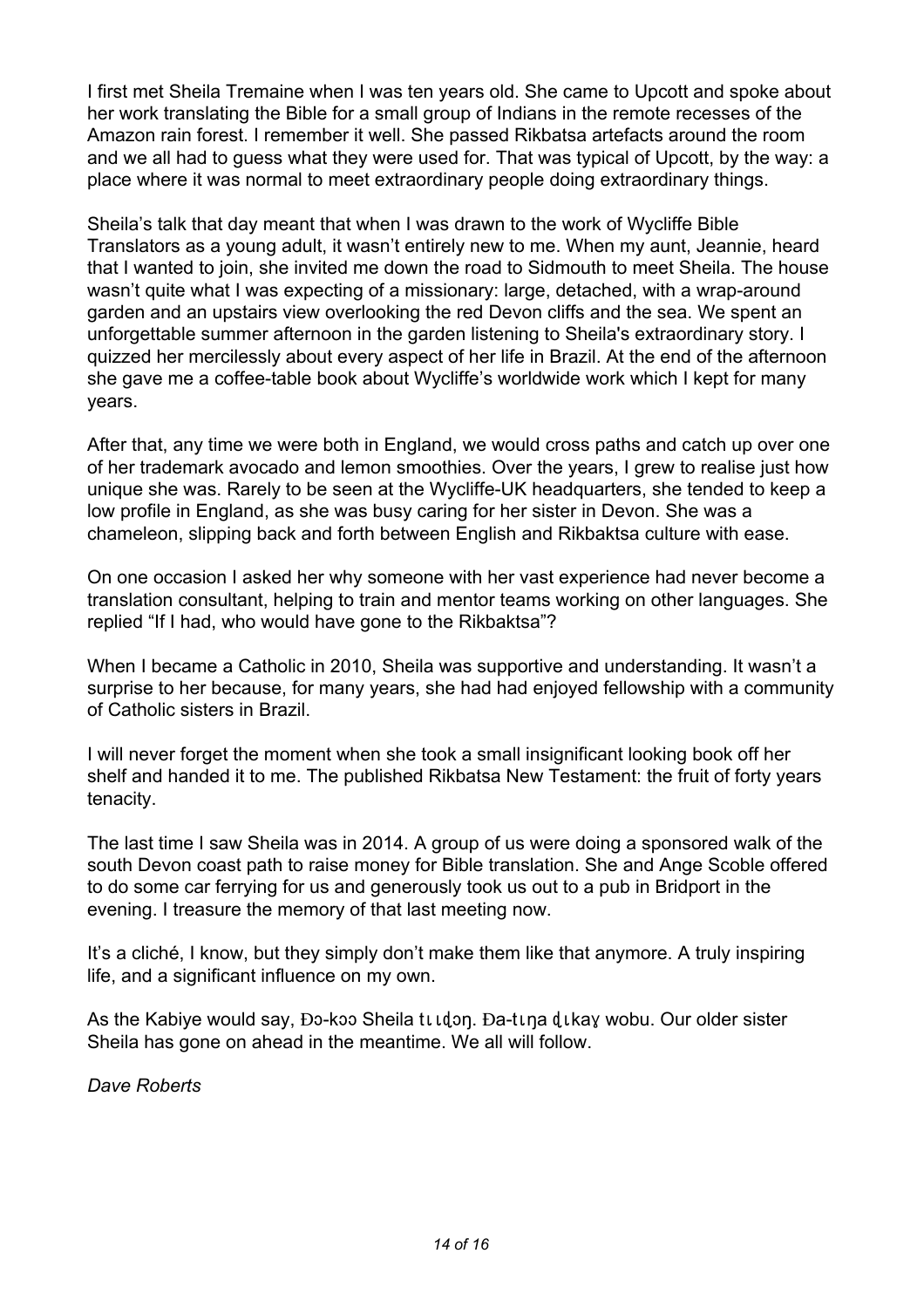I first met Sheila Tremaine when I was ten years old. She came to Upcott and spoke about her work translating the Bible for a small group of Indians in the remote recesses of the Amazon rain forest. I remember it well. She passed Rikbatsa artefacts around the room and we all had to guess what they were used for. That was typical of Upcott, by the way: a place where it was normal to meet extraordinary people doing extraordinary things.

Sheila's talk that day meant that when I was drawn to the work of Wycliffe Bible Translators as a young adult, it wasn't entirely new to me. When my aunt, Jeannie, heard that I wanted to join, she invited me down the road to Sidmouth to meet Sheila. The house wasn't quite what I was expecting of a missionary: large, detached, with a wrap-around garden and an upstairs view overlooking the red Devon cliffs and the sea. We spent an unforgettable summer afternoon in the garden listening to Sheila's extraordinary story. I quizzed her mercilessly about every aspect of her life in Brazil. At the end of the afternoon she gave me a coffee-table book about Wycliffe's worldwide work which I kept for many years.

After that, any time we were both in England, we would cross paths and catch up over one of her trademark avocado and lemon smoothies. Over the years, I grew to realise just how unique she was. Rarely to be seen at the Wycliffe-UK headquarters, she tended to keep a low profile in England, as she was busy caring for her sister in Devon. She was a chameleon, slipping back and forth between English and Rikbaktsa culture with ease.

On one occasion I asked her why someone with her vast experience had never become a translation consultant, helping to train and mentor teams working on other languages. She replied "If I had, who would have gone to the Rikbaktsa"?

When I became a Catholic in 2010, Sheila was supportive and understanding. It wasn't a surprise to her because, for many years, she had had enjoyed fellowship with a community of Catholic sisters in Brazil.

I will never forget the moment when she took a small insignificant looking book off her shelf and handed it to me. The published Rikbatsa New Testament: the fruit of forty years tenacity.

The last time I saw Sheila was in 2014. A group of us were doing a sponsored walk of the south Devon coast path to raise money for Bible translation. She and Ange Scoble offered to do some car ferrying for us and generously took us out to a pub in Bridport in the evening. I treasure the memory of that last meeting now.

It's a cliché, I know, but they simply don't make them like that anymore. A truly inspiring life, and a significant influence on my own.

As the Kabiye would say, Ɖɔ-kɔɔ Sheila tɩɩɖɔŋ. Ɖa-tɩŋa ɖɩkaɣ wobu. Our older sister Sheila has gone on ahead in the meantime. We all will follow.

*Dave Roberts*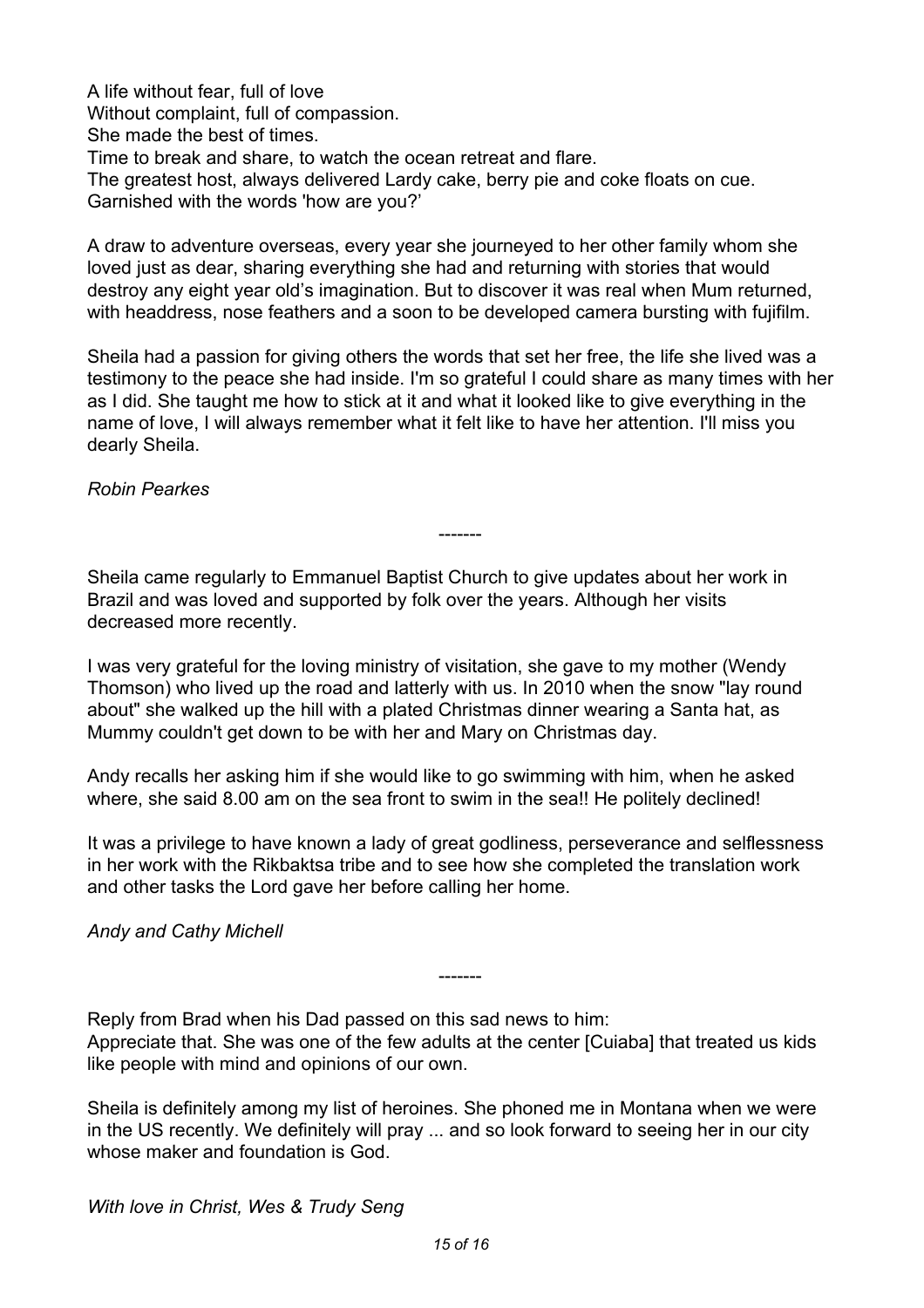A life without fear, full of love
Without complaint, full of compassion.
She made the best of times.
Time to break and share, to watch the ocean retreat and flare.
The greatest host, always delivered Lardy cake, berry pie and coke floats on cue.
Garnished with the words 'how are you?'

A draw to adventure overseas, every year she journeyed to her other family whom she loved just as dear, sharing everything she had and returning with stories that would destroy any eight year old's imagination. But to discover it was real when Mum returned, with headdress, nose feathers and a soon to be developed camera bursting with fujifilm.

Sheila had a passion for giving others the words that set her free, the life she lived was a testimony to the peace she had inside. I'm so grateful I could share as many times with her as I did. She taught me how to stick at it and what it looked like to give everything in the name of love, I will always remember what it felt like to have her attention. I'll miss you dearly Sheila.

*Robin Pearkes*

-------

Sheila came regularly to Emmanuel Baptist Church to give updates about her work in Brazil and was loved and supported by folk over the years. Although her visits decreased more recently.

I was very grateful for the loving ministry of visitation, she gave to my mother (Wendy Thomson) who lived up the road and latterly with us. In 2010 when the snow "lay round about" she walked up the hill with a plated Christmas dinner wearing a Santa hat, as Mummy couldn't get down to be with her and Mary on Christmas day.

Andy recalls her asking him if she would like to go swimming with him, when he asked where, she said 8.00 am on the sea front to swim in the sea!! He politely declined!

It was a privilege to have known a lady of great godliness, perseverance and selflessness in her work with the Rikbaktsa tribe and to see how she completed the translation work and other tasks the Lord gave her before calling her home.

*Andy and Cathy Michell*

-------

Reply from Brad when his Dad passed on this sad news to him:
Appreciate that. She was one of the few adults at the center [Cuiaba] that treated us kids like people with mind and opinions of our own.

Sheila is definitely among my list of heroines. She phoned me in Montana when we were in the US recently. We definitely will pray ... and so look forward to seeing her in our city whose maker and foundation is God.

*With love in Christ, Wes & Trudy Seng*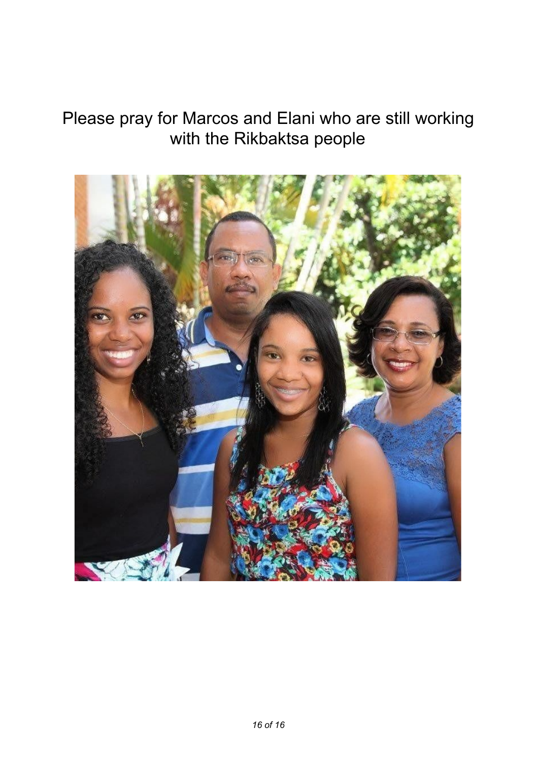Please pray for Marcos and Elani who are still working with the Rikbaktsa people